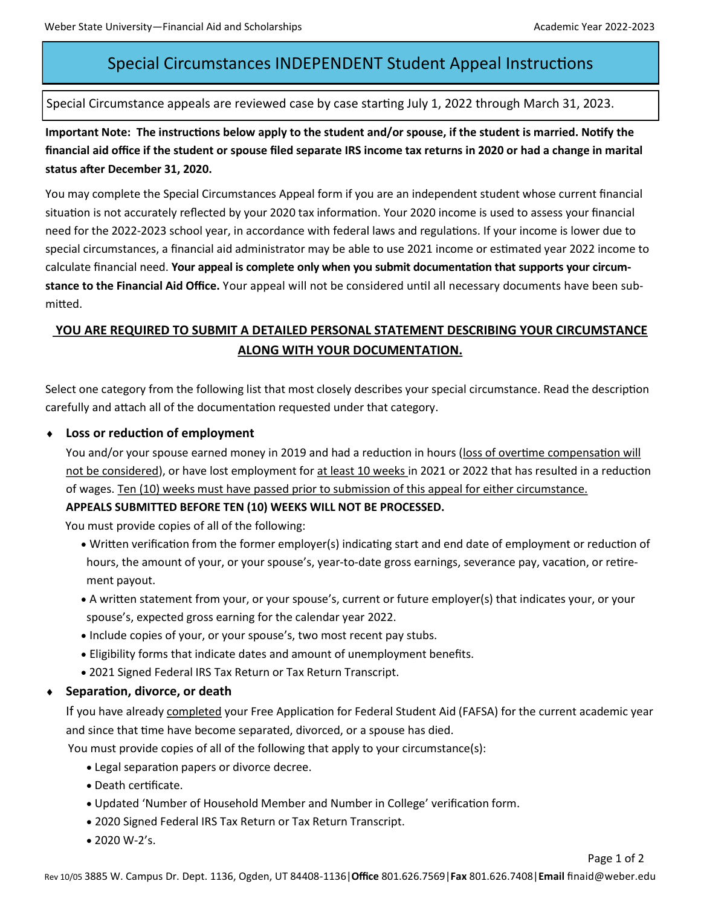# Special Circumstances INDEPENDENT Student Appeal Instructions

Special Circumstance appeals are reviewed case by case starting July 1, 2022 through March 31, 2023.

**Important Note: The instructions below apply to the student and/or spouse, if the student is married. Notify the financial aid office if the student or spouse filed separate IRS income tax returns in 2020 or had a change in marital status after December 31, 2020.**

You may complete the Special Circumstances Appeal form if you are an independent student whose current financial situation is not accurately reflected by your 2020 tax information. Your 2020 income is used to assess your financial need for the 2022-2023 school year, in accordance with federal laws and regulations. If your income is lower due to special circumstances, a financial aid administrator may be able to use 2021 income or estimated year 2022 income to calculate financial need. **Your appeal is complete only when you submit documentation that supports your circumstance to the Financial Aid Office.** Your appeal will not be considered until all necessary documents have been submitted.

**YOU ARE REQUIRED TO SUBMIT A DETAILED PERSONAL STATEMENT DESCRIBING YOUR CIRCUMSTANCE ALONG WITH YOUR DOCUMENTATION.**

Select one category from the following list that most closely describes your special circumstance. Read the description carefully and attach all of the documentation requested under that category.

- **Loss or reduction of employment**

  You and/or your spouse earned money in 2019 and had a reduction in hours (loss of overtime compensation will not be considered), or have lost employment for at least 10 weeks in 2021 or 2022 that has resulted in a reduction of wages. Ten (10) weeks must have passed prior to submission of this appeal for either circumstance.

  **APPEALS SUBMITTED BEFORE TEN (10) WEEKS WILL NOT BE PROCESSED.**

  You must provide copies of all of the following:

  - Written verification from the former employer(s) indicating start and end date of employment or reduction of hours, the amount of your, or your spouse's, year-to-date gross earnings, severance pay, vacation, or retirement payout.
  - A written statement from your, or your spouse's, current or future employer(s) that indicates your, or your spouse's, expected gross earning for the calendar year 2022.
  - Include copies of your, or your spouse's, two most recent pay stubs.
  - Eligibility forms that indicate dates and amount of unemployment benefits.
  - 2021 Signed Federal IRS Tax Return or Tax Return Transcript.

- **Separation, divorce, or death**

  If you have already completed your Free Application for Federal Student Aid (FAFSA) for the current academic year and since that time have become separated, divorced, or a spouse has died.

  You must provide copies of all of the following that apply to your circumstance(s):

  - Legal separation papers or divorce decree.
  - Death certificate.
  - Updated 'Number of Household Member and Number in College' verification form.
  - 2020 Signed Federal IRS Tax Return or Tax Return Transcript.
  - 2020 W-2's.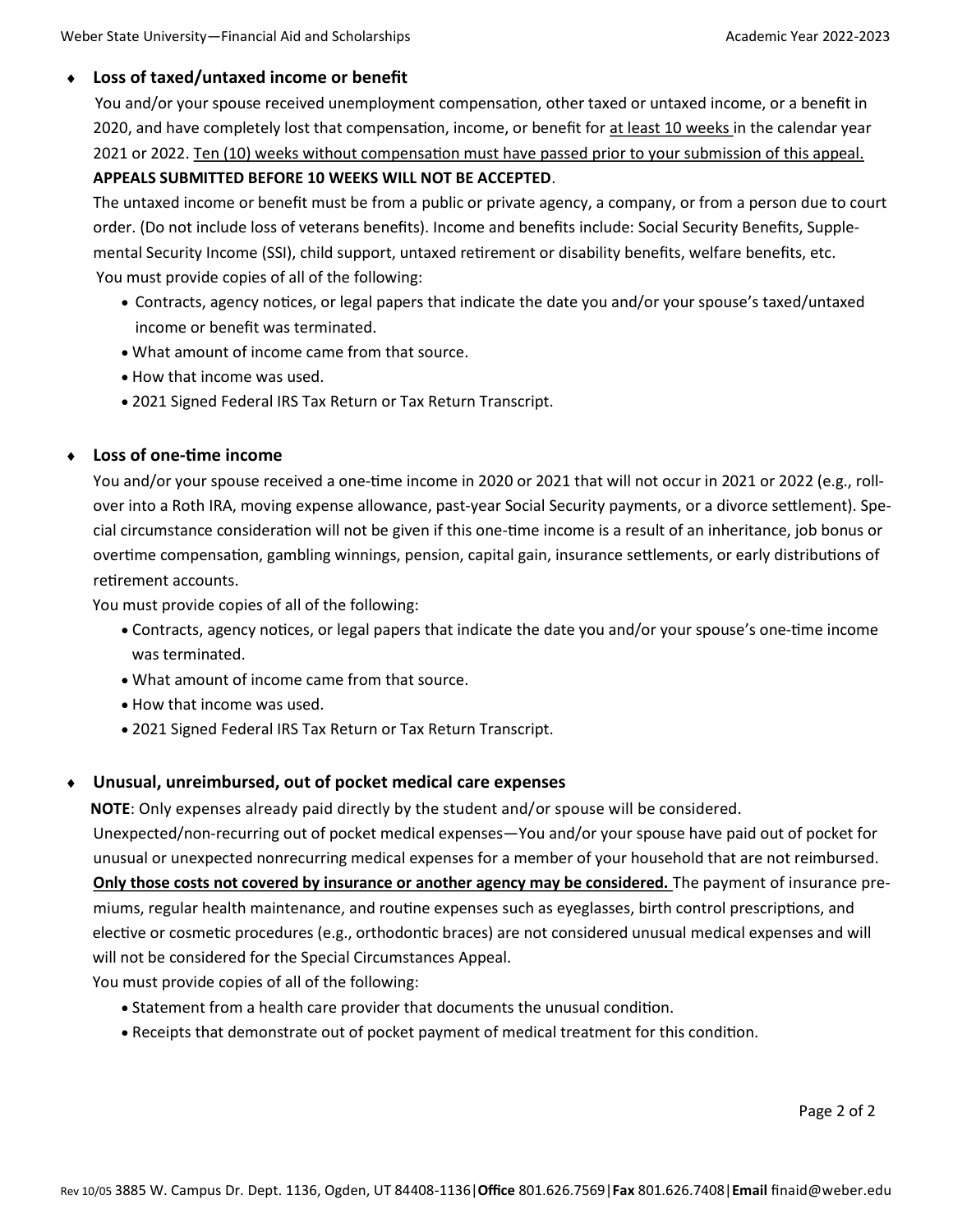- **Loss of taxed/untaxed income or benefit**

  You and/or your spouse received unemployment compensation, other taxed or untaxed income, or a benefit in 2020, and have completely lost that compensation, income, or benefit for <u>at least 10 weeks</u> in the calendar year 2021 or 2022. <u>Ten (10) weeks without compensation must have passed prior to your submission of this appeal.</u> **APPEALS SUBMITTED BEFORE 10 WEEKS WILL NOT BE ACCEPTED**.

  The untaxed income or benefit must be from a public or private agency, a company, or from a person due to court order. (Do not include loss of veterans benefits). Income and benefits include: Social Security Benefits, Supplemental Security Income (SSI), child support, untaxed retirement or disability benefits, welfare benefits, etc.

  You must provide copies of all of the following:

  - Contracts, agency notices, or legal papers that indicate the date you and/or your spouse's taxed/untaxed income or benefit was terminated.
  - What amount of income came from that source.
  - How that income was used.
  - 2021 Signed Federal IRS Tax Return or Tax Return Transcript.

- **Loss of one-time income**

  You and/or your spouse received a one-time income in 2020 or 2021 that will not occur in 2021 or 2022 (e.g., rollover into a Roth IRA, moving expense allowance, past-year Social Security payments, or a divorce settlement). Special circumstance consideration will not be given if this one-time income is a result of an inheritance, job bonus or overtime compensation, gambling winnings, pension, capital gain, insurance settlements, or early distributions of retirement accounts.

  You must provide copies of all of the following:

  - Contracts, agency notices, or legal papers that indicate the date you and/or your spouse's one-time income was terminated.
  - What amount of income came from that source.
  - How that income was used.
  - 2021 Signed Federal IRS Tax Return or Tax Return Transcript.

- **Unusual, unreimbursed, out of pocket medical care expenses**

  **NOTE**: Only expenses already paid directly by the student and/or spouse will be considered.

  Unexpected/non-recurring out of pocket medical expenses—You and/or your spouse have paid out of pocket for unusual or unexpected nonrecurring medical expenses for a member of your household that are not reimbursed. **<u>Only those costs not covered by insurance or another agency may be considered.</u>** The payment of insurance premiums, regular health maintenance, and routine expenses such as eyeglasses, birth control prescriptions, and elective or cosmetic procedures (e.g., orthodontic braces) are not considered unusual medical expenses and will will not be considered for the Special Circumstances Appeal.

  You must provide copies of all of the following:

  - Statement from a health care provider that documents the unusual condition.
  - Receipts that demonstrate out of pocket payment of medical treatment for this condition.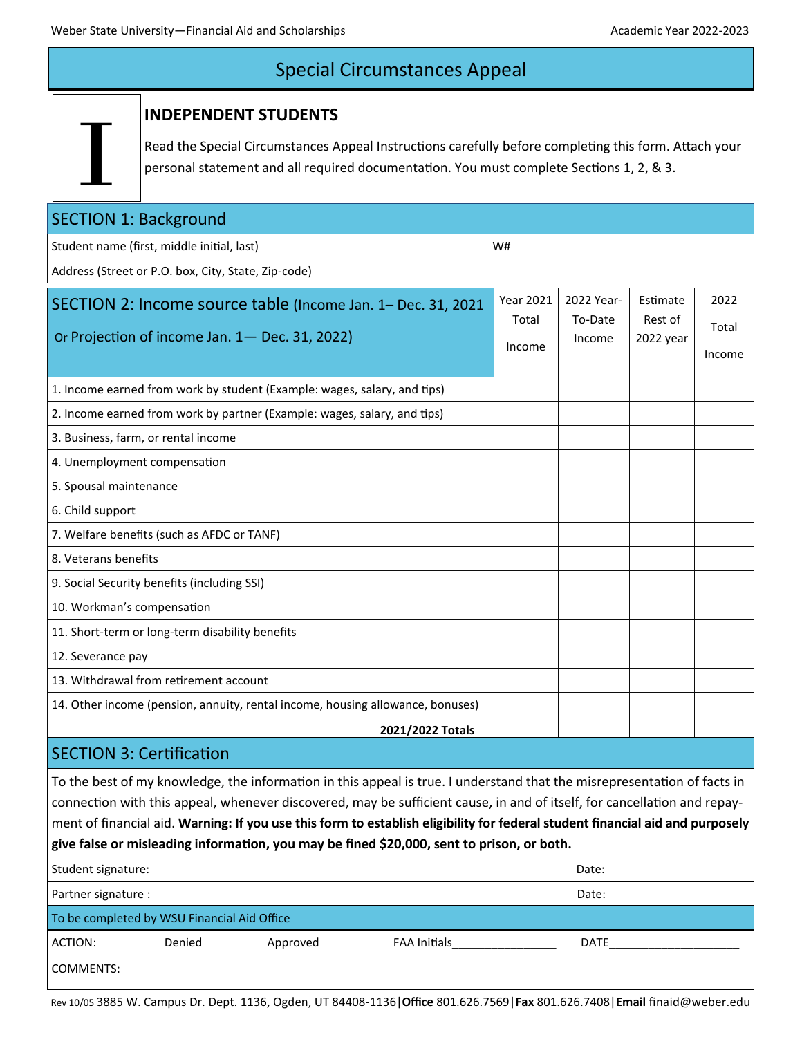# Special Circumstances Appeal

## I — INDEPENDENT STUDENTS

Read the Special Circumstances Appeal Instructions carefully before completing this form. Attach your personal statement and all required documentation. You must complete Sections 1, 2, & 3.

## SECTION 1: Background

| | |
|---|---|
| Student name (first, middle initial, last) | W# |
| Address (Street or P.O. box, City, State, Zip-code) | |

## SECTION 2: Income source table

| SECTION 2: Income source table (Income Jan. 1– Dec. 31, 2021 Or Projection of income Jan. 1— Dec. 31, 2022) | Year 2021 Total Income | 2022 Year-To-Date Income | Estimate Rest of 2022 year | 2022 Total Income |
|---|---|---|---|---|
| 1. Income earned from work by student (Example: wages, salary, and tips) | | | | |
| 2. Income earned from work by partner (Example: wages, salary, and tips) | | | | |
| 3. Business, farm, or rental income | | | | |
| 4. Unemployment compensation | | | | |
| 5. Spousal maintenance | | | | |
| 6. Child support | | | | |
| 7. Welfare benefits (such as AFDC or TANF) | | | | |
| 8. Veterans benefits | | | | |
| 9. Social Security benefits (including SSI) | | | | |
| 10. Workman's compensation | | | | |
| 11. Short-term or long-term disability benefits | | | | |
| 12. Severance pay | | | | |
| 13. Withdrawal from retirement account | | | | |
| 14. Other income (pension, annuity, rental income, housing allowance, bonuses) | | | | |
| **2021/2022 Totals** | | | | |

## SECTION 3: Certification

To the best of my knowledge, the information in this appeal is true. I understand that the misrepresentation of facts in connection with this appeal, whenever discovered, may be sufficient cause, in and of itself, for cancellation and repayment of financial aid. **Warning: If you use this form to establish eligibility for federal student financial aid and purposely give false or misleading information, you may be fined $20,000, sent to prison, or both.**

| | |
|---|---|
| Student signature: | Date: |
| Partner signature : | Date: |

**To be completed by WSU Financial Aid Office**

ACTION: Denied Approved FAA Initials________________ DATE____________________

COMMENTS:

Rev 10/05 3885 W. Campus Dr. Dept. 1136, Ogden, UT 84408-1136 | **Office** 801.626.7569 | **Fax** 801.626.7408 | **Email** finaid@weber.edu